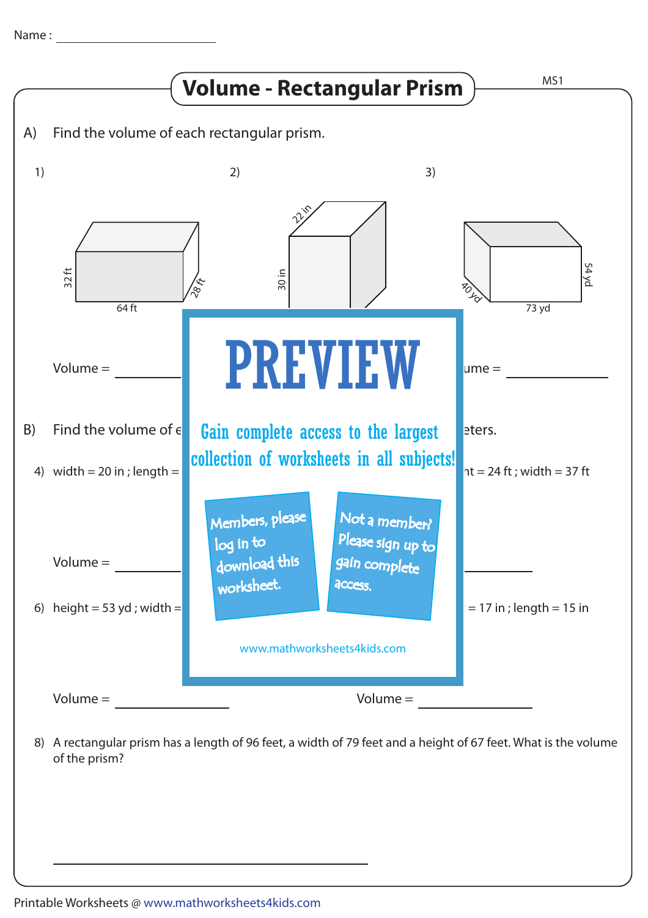Name : ____________________

# Volume - Rectangular Prism

MS1

A) Find the volume of each rectangular prism.

1)

32 ft
64 ft
28 ft

Volume = ____________

2)

22 in
30 in

3)

40 yd
73 yd
54 yd

ume = ____________

B) Find the volume of e                                                                                eters.

4) width = 20 in ; length =                                                                                ht = 24 ft ; width = 37 ft

Volume = ____________                                                                                ____________

6) height = 53 yd ; width =                                                                                = 17 in ; length = 15 in

PREVIEW

Gain complete access to the largest collection of worksheets in all subjects!

Members, please log in to download this worksheet.

Not a member? Please sign up to gain complete access.

www.mathworksheets4kids.com

Volume = ____________                                        Volume = ____________

8) A rectangular prism has a length of 96 feet, a width of 79 feet and a height of 67 feet. What is the volume of the prism?

______________________________

Printable Worksheets @ www.mathworksheets4kids.com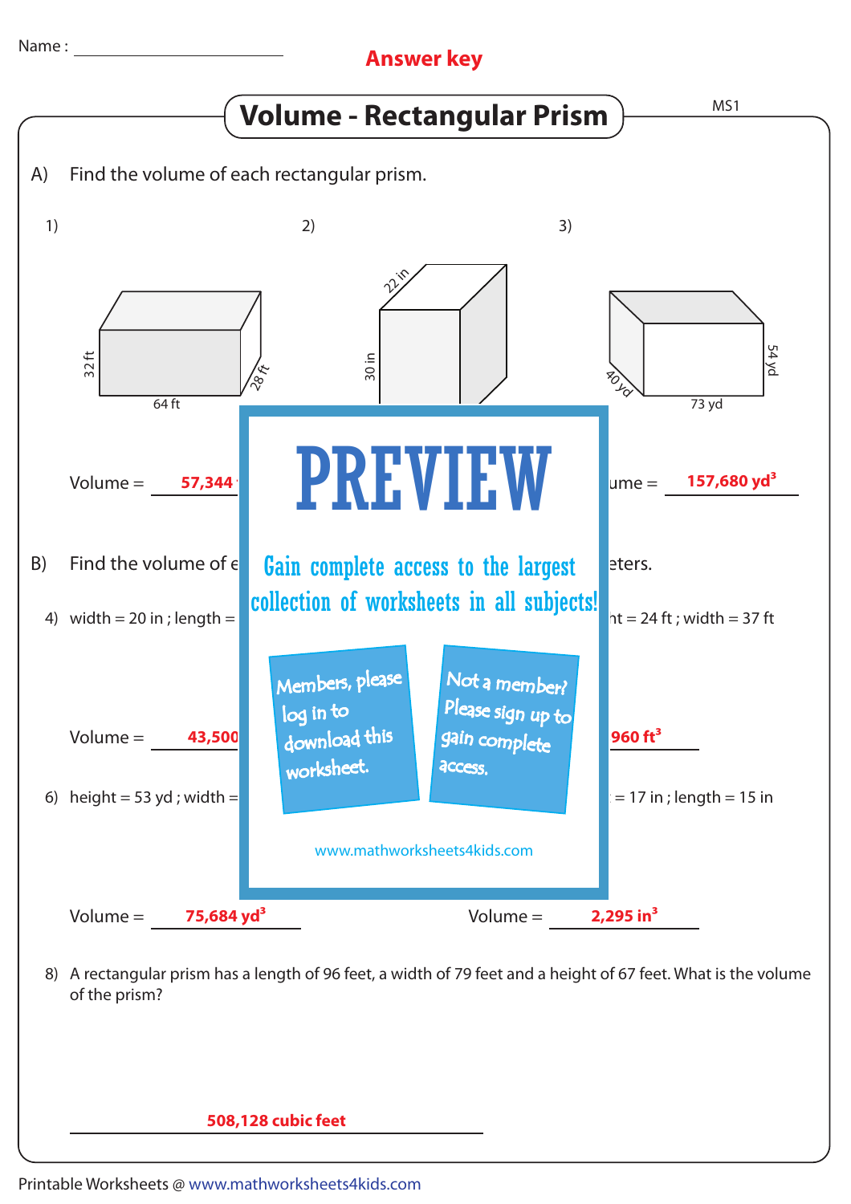Name : ____________________

**Answer key**

# Volume - Rectangular Prism

MS1

A) Find the volume of each rectangular prism.

1)

32 ft
64 ft
28 ft

2)

22 in
30 in

3)

40 yd
73 yd
54 yd

Volume = **57,344**

ume = **157,680 $yd^3$**

**PREVIEW**

Gain complete access to the largest collection of worksheets in all subjects!

Members, please log in to download this worksheet.

Not a member? Please sign up to gain complete access.

www.mathworksheets4kids.com

B) Find the volume of e... eters.

4) width = 20 in ; length = ... ht = 24 ft ; width = 37 ft

Volume = **43,500** ... **960 $ft^3$**

6) height = 53 yd ; width = ... = 17 in ; length = 15 in

Volume = **75,684 $yd^3$**

Volume = **2,295 $in^3$**

8) A rectangular prism has a length of 96 feet, a width of 79 feet and a height of 67 feet. What is the volume of the prism?

**508,128 cubic feet**

Printable Worksheets @ www.mathworksheets4kids.com